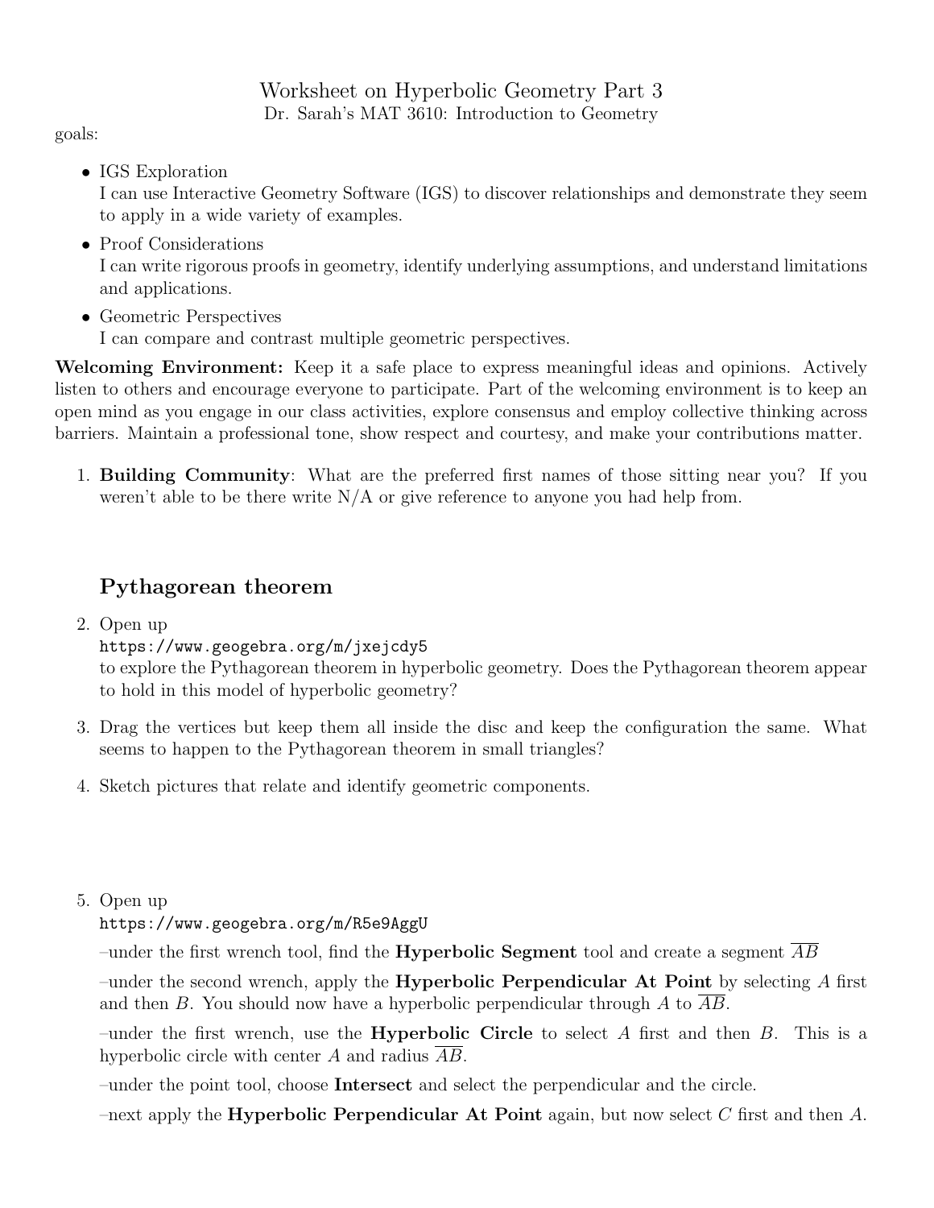# Worksheet on Hyperbolic Geometry Part 3

Dr. Sarah's MAT 3610: Introduction to Geometry

goals:

- IGS Exploration
  I can use Interactive Geometry Software (IGS) to discover relationships and demonstrate they seem to apply in a wide variety of examples.
- Proof Considerations
  I can write rigorous proofs in geometry, identify underlying assumptions, and understand limitations and applications.
- Geometric Perspectives
  I can compare and contrast multiple geometric perspectives.

**Welcoming Environment:** Keep it a safe place to express meaningful ideas and opinions. Actively listen to others and encourage everyone to participate. Part of the welcoming environment is to keep an open mind as you engage in our class activities, explore consensus and employ collective thinking across barriers. Maintain a professional tone, show respect and courtesy, and make your contributions matter.

1. **Building Community**: What are the preferred first names of those sitting near you? If you weren't able to be there write N/A or give reference to anyone you had help from.

## Pythagorean theorem

2. Open up
   `https://www.geogebra.org/m/jxejcdy5`
   to explore the Pythagorean theorem in hyperbolic geometry. Does the Pythagorean theorem appear to hold in this model of hyperbolic geometry?

3. Drag the vertices but keep them all inside the disc and keep the configuration the same. What seems to happen to the Pythagorean theorem in small triangles?

4. Sketch pictures that relate and identify geometric components.

5. Open up
   `https://www.geogebra.org/m/R5e9AggU`

   –under the first wrench tool, find the **Hyperbolic Segment** tool and create a segment $\overline{AB}$

   –under the second wrench, apply the **Hyperbolic Perpendicular At Point** by selecting $A$ first and then $B$. You should now have a hyperbolic perpendicular through $A$ to $\overline{AB}$.

   –under the first wrench, use the **Hyperbolic Circle** to select $A$ first and then $B$. This is a hyperbolic circle with center $A$ and radius $\overline{AB}$.

   –under the point tool, choose **Intersect** and select the perpendicular and the circle.

   –next apply the **Hyperbolic Perpendicular At Point** again, but now select $C$ first and then $A$.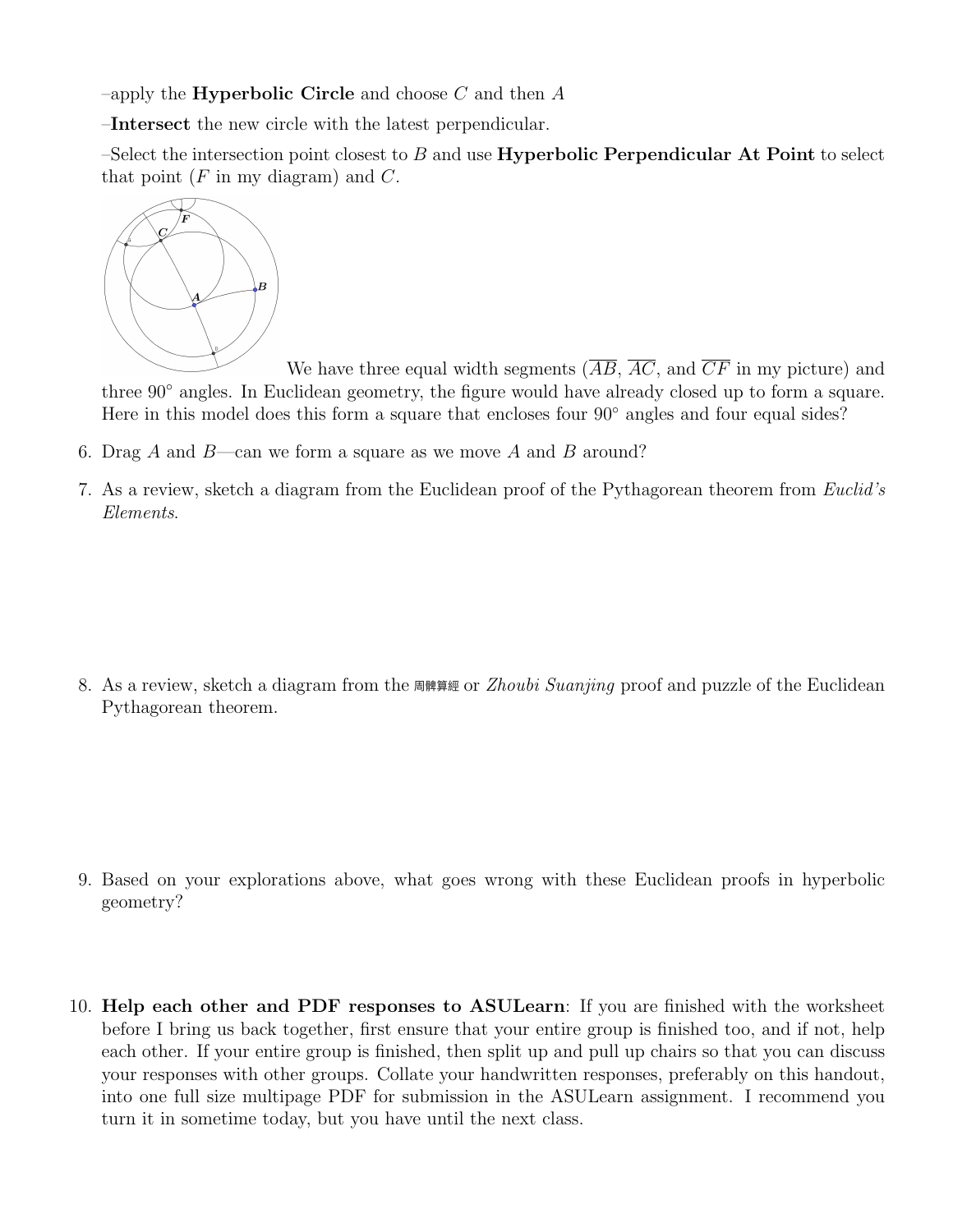–apply the **Hyperbolic Circle** and choose $C$ and then $A$

–**Intersect** the new circle with the latest perpendicular.

–Select the intersection point closest to $B$ and use **Hyperbolic Perpendicular At Point** to select that point ($F$ in my diagram) and $C$.

We have three equal width segments ($\overline{AB}$, $\overline{AC}$, and $\overline{CF}$ in my picture) and three 90° angles. In Euclidean geometry, the figure would have already closed up to form a square. Here in this model does this form a square that encloses four 90° angles and four equal sides?

6. Drag $A$ and $B$—can we form a square as we move $A$ and $B$ around?

7. As a review, sketch a diagram from the Euclidean proof of the Pythagorean theorem from *Euclid's Elements*.

8. As a review, sketch a diagram from the 周髀算經 or *Zhoubi Suanjing* proof and puzzle of the Euclidean Pythagorean theorem.

9. Based on your explorations above, what goes wrong with these Euclidean proofs in hyperbolic geometry?

10. **Help each other and PDF responses to ASULearn**: If you are finished with the worksheet before I bring us back together, first ensure that your entire group is finished too, and if not, help each other. If your entire group is finished, then split up and pull up chairs so that you can discuss your responses with other groups. Collate your handwritten responses, preferably on this handout, into one full size multipage PDF for submission in the ASULearn assignment. I recommend you turn it in sometime today, but you have until the next class.